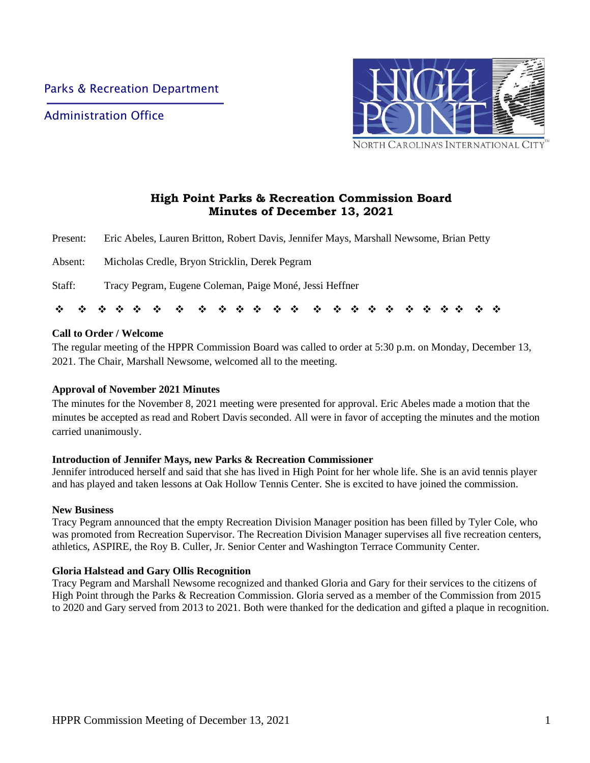Parks & Recreation Department

Administration Office

HIGH POINT
NORTH CAROLINA'S INTERNATIONAL CITY™

# High Point Parks & Recreation Commission Board
# Minutes of December 13, 2021

Present: Eric Abeles, Lauren Britton, Robert Davis, Jennifer Mays, Marshall Newsome, Brian Petty

Absent: Micholas Credle, Bryon Stricklin, Derek Pegram

Staff: Tracy Pegram, Eugene Coleman, Paige Moné, Jessi Heffner

❖ ❖ ❖ ❖ ❖ ❖ ❖ ❖ ❖ ❖ ❖ ❖ ❖ ❖ ❖ ❖ ❖ ❖ ❖ ❖ ❖ ❖ ❖ ❖ ❖

**Call to Order / Welcome**

The regular meeting of the HPPR Commission Board was called to order at 5:30 p.m. on Monday, December 13, 2021. The Chair, Marshall Newsome, welcomed all to the meeting.

**Approval of November 2021 Minutes**

The minutes for the November 8, 2021 meeting were presented for approval. Eric Abeles made a motion that the minutes be accepted as read and Robert Davis seconded. All were in favor of accepting the minutes and the motion carried unanimously.

**Introduction of Jennifer Mays, new Parks & Recreation Commissioner**

Jennifer introduced herself and said that she has lived in High Point for her whole life. She is an avid tennis player and has played and taken lessons at Oak Hollow Tennis Center. She is excited to have joined the commission.

**New Business**

Tracy Pegram announced that the empty Recreation Division Manager position has been filled by Tyler Cole, who was promoted from Recreation Supervisor. The Recreation Division Manager supervises all five recreation centers, athletics, ASPIRE, the Roy B. Culler, Jr. Senior Center and Washington Terrace Community Center.

**Gloria Halstead and Gary Ollis Recognition**

Tracy Pegram and Marshall Newsome recognized and thanked Gloria and Gary for their services to the citizens of High Point through the Parks & Recreation Commission. Gloria served as a member of the Commission from 2015 to 2020 and Gary served from 2013 to 2021. Both were thanked for the dedication and gifted a plaque in recognition.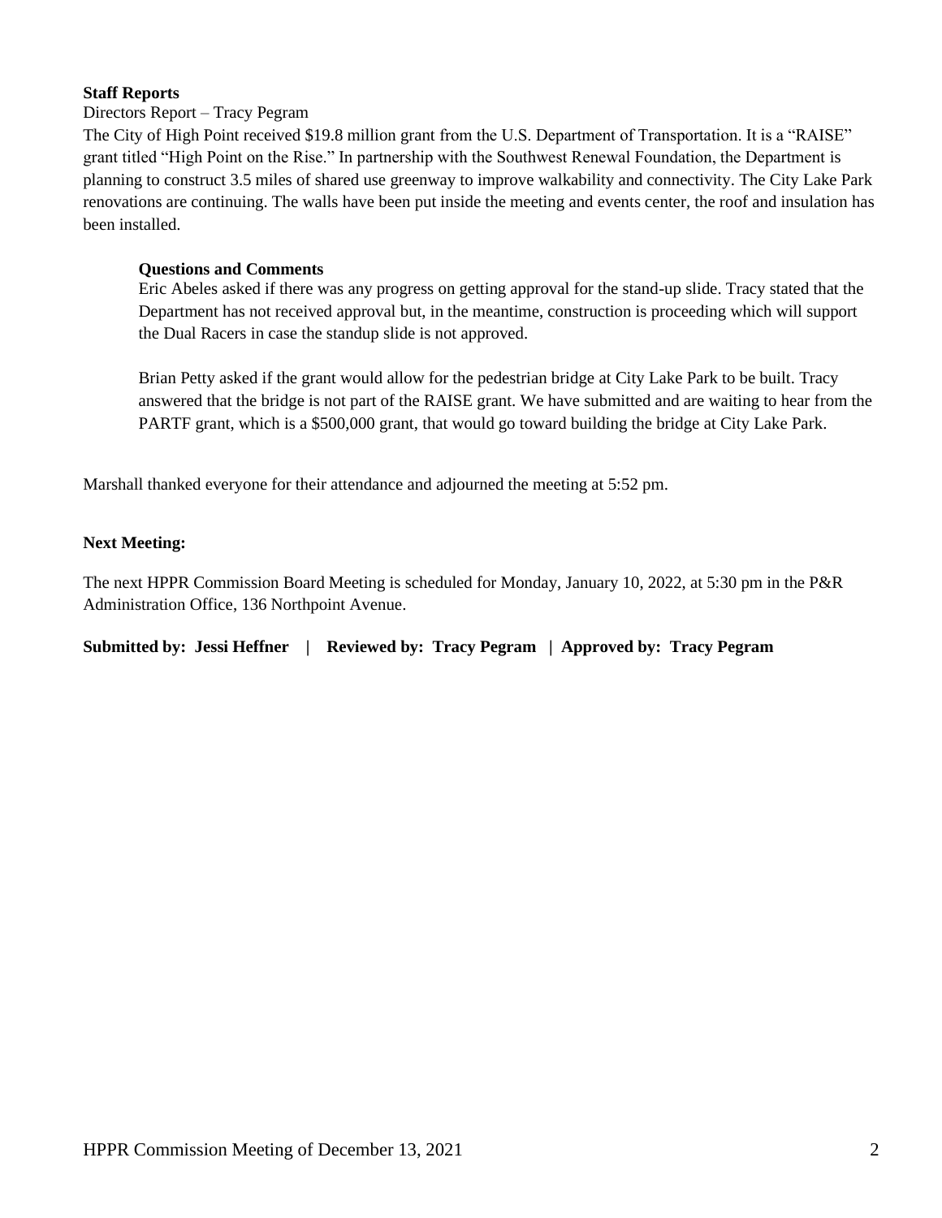**Staff Reports**

Directors Report – Tracy Pegram

The City of High Point received $19.8 million grant from the U.S. Department of Transportation. It is a "RAISE" grant titled "High Point on the Rise." In partnership with the Southwest Renewal Foundation, the Department is planning to construct 3.5 miles of shared use greenway to improve walkability and connectivity. The City Lake Park renovations are continuing. The walls have been put inside the meeting and events center, the roof and insulation has been installed.

**Questions and Comments**

Eric Abeles asked if there was any progress on getting approval for the stand-up slide. Tracy stated that the Department has not received approval but, in the meantime, construction is proceeding which will support the Dual Racers in case the standup slide is not approved.

Brian Petty asked if the grant would allow for the pedestrian bridge at City Lake Park to be built. Tracy answered that the bridge is not part of the RAISE grant. We have submitted and are waiting to hear from the PARTF grant, which is a $500,000 grant, that would go toward building the bridge at City Lake Park.

Marshall thanked everyone for their attendance and adjourned the meeting at 5:52 pm.

**Next Meeting:**

The next HPPR Commission Board Meeting is scheduled for Monday, January 10, 2022, at 5:30 pm in the P&R Administration Office, 136 Northpoint Avenue.

**Submitted by: Jessi Heffner | Reviewed by: Tracy Pegram | Approved by: Tracy Pegram**